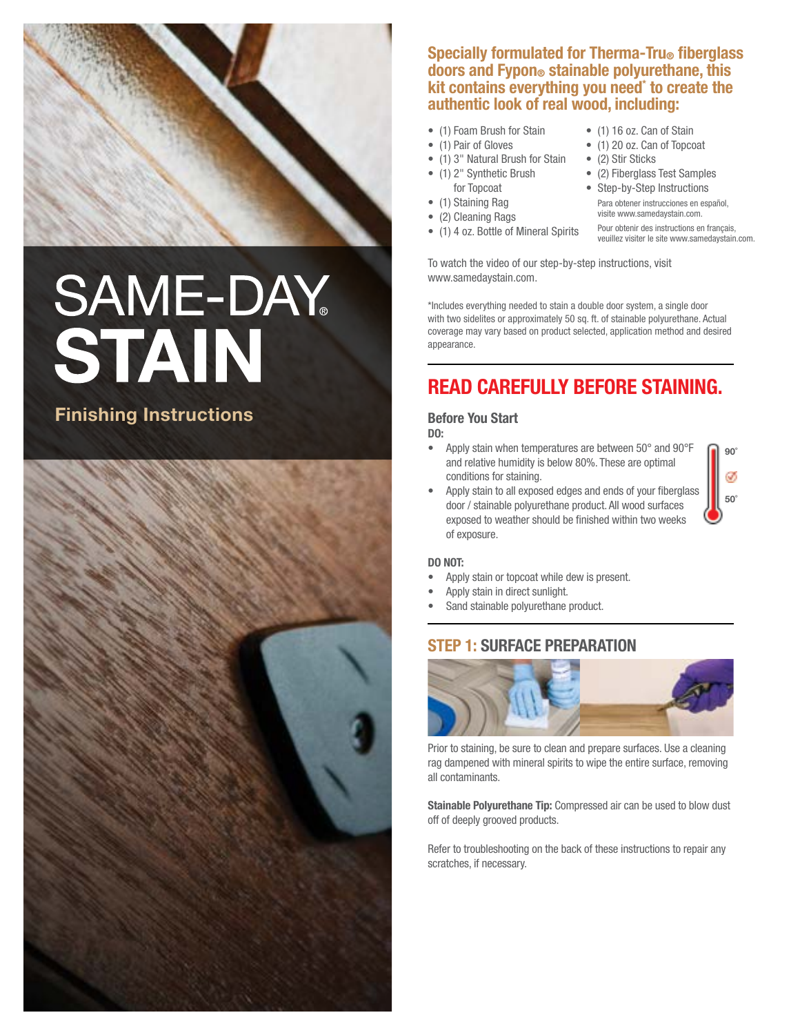# SAME-DAY® STAIN

## Finishing Instructions

**Specially formulated for Therma-Tru® fiberglass doors and Fypon® stainable polyurethane, this kit contains everything you need* to create the authentic look of real wood, including:**

- (1) Foam Brush for Stain
- (1) Pair of Gloves
- (1) 3" Natural Brush for Stain
- (1) 2" Synthetic Brush for Topcoat
- (1) Staining Rag
- (2) Cleaning Rags
- (1) 4 oz. Bottle of Mineral Spirits
- (1) 16 oz. Can of Stain
- (1) 20 oz. Can of Topcoat
- (2) Stir Sticks
- (2) Fiberglass Test Samples
- Step-by-Step Instructions

Para obtener instrucciones en español, visite www.samedaystain.com.

Pour obtenir des instructions en français, veuillez visiter le site www.samedaystain.com.

To watch the video of our step-by-step instructions, visit www.samedaystain.com.

*Includes everything needed to stain a double door system, a single door with two sidelites or approximately 50 sq. ft. of stainable polyurethane. Actual coverage may vary based on product selected, application method and desired appearance.

## READ CAREFULLY BEFORE STAINING.

### Before You Start

**DO:**

- Apply stain when temperatures are between 50° and 90°F and relative humidity is below 80%. These are optimal conditions for staining.
- Apply stain to all exposed edges and ends of your fiberglass door / stainable polyurethane product. All wood surfaces exposed to weather should be finished within two weeks of exposure.

**DO NOT:**

- Apply stain or topcoat while dew is present.
- Apply stain in direct sunlight.
- Sand stainable polyurethane product.

## STEP 1: SURFACE PREPARATION

Prior to staining, be sure to clean and prepare surfaces. Use a cleaning rag dampened with mineral spirits to wipe the entire surface, removing all contaminants.

**Stainable Polyurethane Tip:** Compressed air can be used to blow dust off of deeply grooved products.

Refer to troubleshooting on the back of these instructions to repair any scratches, if necessary.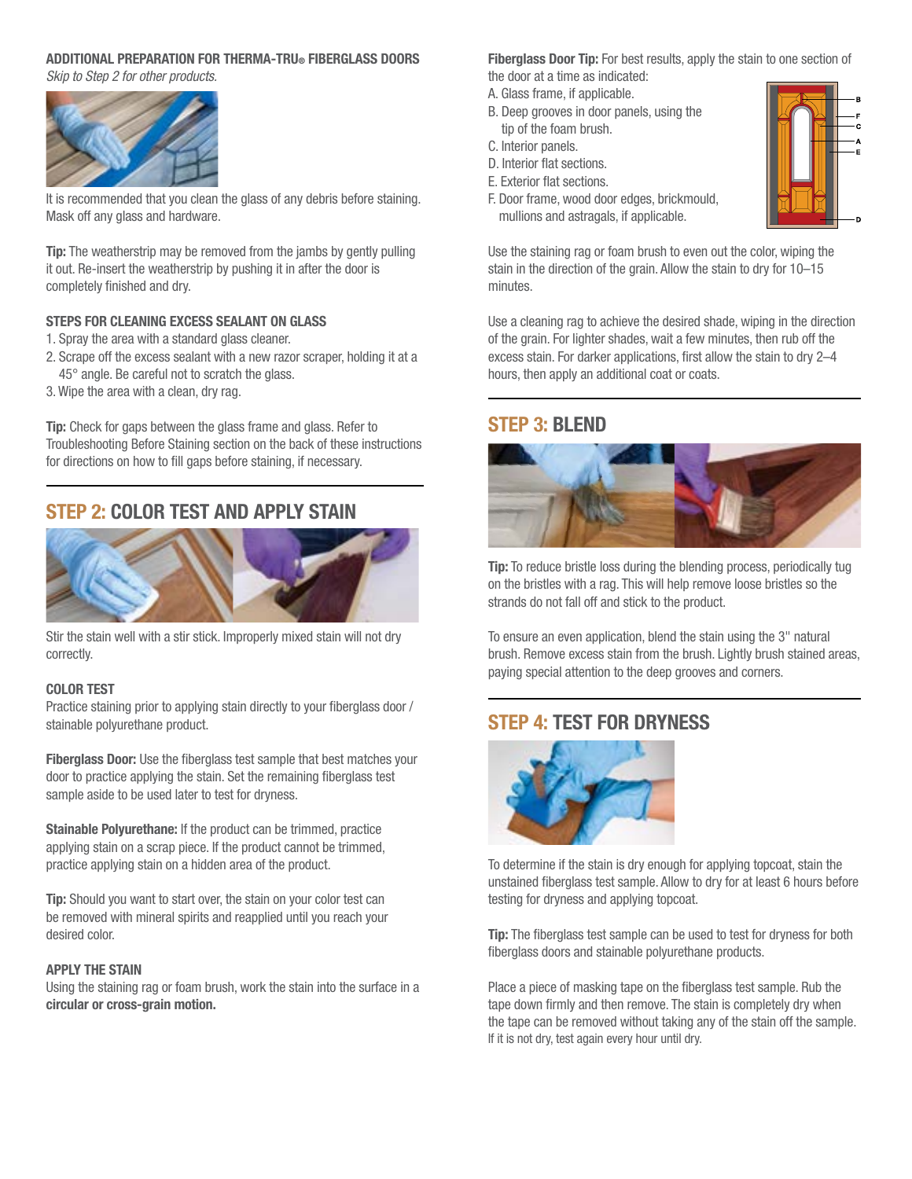### ADDITIONAL PREPARATION FOR THERMA-TRU® FIBERGLASS DOORS

*Skip to Step 2 for other products.*

It is recommended that you clean the glass of any debris before staining. Mask off any glass and hardware.

**Tip:** The weatherstrip may be removed from the jambs by gently pulling it out. Re-insert the weatherstrip by pushing it in after the door is completely finished and dry.

### STEPS FOR CLEANING EXCESS SEALANT ON GLASS

1. Spray the area with a standard glass cleaner.
2. Scrape off the excess sealant with a new razor scraper, holding it at a 45° angle. Be careful not to scratch the glass.
3. Wipe the area with a clean, dry rag.

**Tip:** Check for gaps between the glass frame and glass. Refer to Troubleshooting Before Staining section on the back of these instructions for directions on how to fill gaps before staining, if necessary.

## STEP 2: COLOR TEST AND APPLY STAIN

Stir the stain well with a stir stick. Improperly mixed stain will not dry correctly.

### COLOR TEST

Practice staining prior to applying stain directly to your fiberglass door / stainable polyurethane product.

**Fiberglass Door:** Use the fiberglass test sample that best matches your door to practice applying the stain. Set the remaining fiberglass test sample aside to be used later to test for dryness.

**Stainable Polyurethane:** If the product can be trimmed, practice applying stain on a scrap piece. If the product cannot be trimmed, practice applying stain on a hidden area of the product.

**Tip:** Should you want to start over, the stain on your color test can be removed with mineral spirits and reapplied until you reach your desired color.

### APPLY THE STAIN

Using the staining rag or foam brush, work the stain into the surface in a **circular or cross-grain motion.**

**Fiberglass Door Tip:** For best results, apply the stain to one section of the door at a time as indicated:

A. Glass frame, if applicable.
B. Deep grooves in door panels, using the tip of the foam brush.
C. Interior panels.
D. Interior flat sections.
E. Exterior flat sections.
F. Door frame, wood door edges, brickmould, mullions and astragals, if applicable.

Use the staining rag or foam brush to even out the color, wiping the stain in the direction of the grain. Allow the stain to dry for 10–15 minutes.

Use a cleaning rag to achieve the desired shade, wiping in the direction of the grain. For lighter shades, wait a few minutes, then rub off the excess stain. For darker applications, first allow the stain to dry 2–4 hours, then apply an additional coat or coats.

## STEP 3: BLEND

**Tip:** To reduce bristle loss during the blending process, periodically tug on the bristles with a rag. This will help remove loose bristles so the strands do not fall off and stick to the product.

To ensure an even application, blend the stain using the 3" natural brush. Remove excess stain from the brush. Lightly brush stained areas, paying special attention to the deep grooves and corners.

## STEP 4: TEST FOR DRYNESS

To determine if the stain is dry enough for applying topcoat, stain the unstained fiberglass test sample. Allow to dry for at least 6 hours before testing for dryness and applying topcoat.

**Tip:** The fiberglass test sample can be used to test for dryness for both fiberglass doors and stainable polyurethane products.

Place a piece of masking tape on the fiberglass test sample. Rub the tape down firmly and then remove. The stain is completely dry when the tape can be removed without taking any of the stain off the sample. If it is not dry, test again every hour until dry.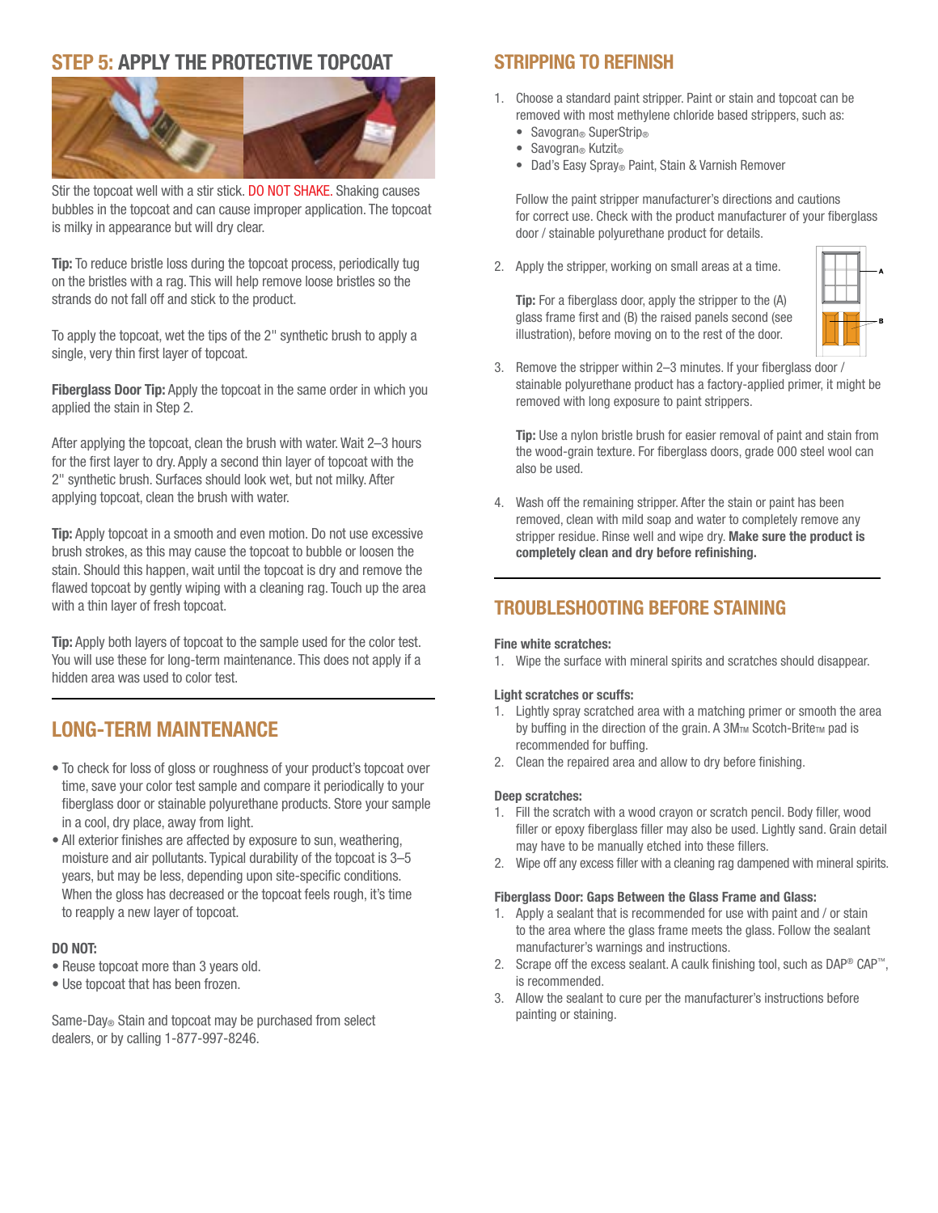## STEP 5: APPLY THE PROTECTIVE TOPCOAT

Stir the topcoat well with a stir stick. DO NOT SHAKE. Shaking causes bubbles in the topcoat and can cause improper application. The topcoat is milky in appearance but will dry clear.

**Tip:** To reduce bristle loss during the topcoat process, periodically tug on the bristles with a rag. This will help remove loose bristles so the strands do not fall off and stick to the product.

To apply the topcoat, wet the tips of the 2" synthetic brush to apply a single, very thin first layer of topcoat.

**Fiberglass Door Tip:** Apply the topcoat in the same order in which you applied the stain in Step 2.

After applying the topcoat, clean the brush with water. Wait 2–3 hours for the first layer to dry. Apply a second thin layer of topcoat with the 2" synthetic brush. Surfaces should look wet, but not milky. After applying topcoat, clean the brush with water.

**Tip:** Apply topcoat in a smooth and even motion. Do not use excessive brush strokes, as this may cause the topcoat to bubble or loosen the stain. Should this happen, wait until the topcoat is dry and remove the flawed topcoat by gently wiping with a cleaning rag. Touch up the area with a thin layer of fresh topcoat.

**Tip:** Apply both layers of topcoat to the sample used for the color test. You will use these for long-term maintenance. This does not apply if a hidden area was used to color test.

## LONG-TERM MAINTENANCE

- To check for loss of gloss or roughness of your product's topcoat over time, save your color test sample and compare it periodically to your fiberglass door or stainable polyurethane products. Store your sample in a cool, dry place, away from light.
- All exterior finishes are affected by exposure to sun, weathering, moisture and air pollutants. Typical durability of the topcoat is 3–5 years, but may be less, depending upon site-specific conditions. When the gloss has decreased or the topcoat feels rough, it's time to reapply a new layer of topcoat.

**DO NOT:**

- Reuse topcoat more than 3 years old.
- Use topcoat that has been frozen.

Same-Day® Stain and topcoat may be purchased from select dealers, or by calling 1-877-997-8246.

## STRIPPING TO REFINISH

1. Choose a standard paint stripper. Paint or stain and topcoat can be removed with most methylene chloride based strippers, such as:
   - Savogran® SuperStrip®
   - Savogran® Kutzit®
   - Dad's Easy Spray® Paint, Stain & Varnish Remover

   Follow the paint stripper manufacturer's directions and cautions for correct use. Check with the product manufacturer of your fiberglass door / stainable polyurethane product for details.

2. Apply the stripper, working on small areas at a time.

   **Tip:** For a fiberglass door, apply the stripper to the (A) glass frame first and (B) the raised panels second (see illustration), before moving on to the rest of the door.

3. Remove the stripper within 2–3 minutes. If your fiberglass door / stainable polyurethane product has a factory-applied primer, it might be removed with long exposure to paint strippers.

   **Tip:** Use a nylon bristle brush for easier removal of paint and stain from the wood-grain texture. For fiberglass doors, grade 000 steel wool can also be used.

4. Wash off the remaining stripper. After the stain or paint has been removed, clean with mild soap and water to completely remove any stripper residue. Rinse well and wipe dry. **Make sure the product is completely clean and dry before refinishing.**

## TROUBLESHOOTING BEFORE STAINING

**Fine white scratches:**

1. Wipe the surface with mineral spirits and scratches should disappear.

**Light scratches or scuffs:**

1. Lightly spray scratched area with a matching primer or smooth the area by buffing in the direction of the grain. A 3M™ Scotch-Brite™ pad is recommended for buffing.
2. Clean the repaired area and allow to dry before finishing.

**Deep scratches:**

1. Fill the scratch with a wood crayon or scratch pencil. Body filler, wood filler or epoxy fiberglass filler may also be used. Lightly sand. Grain detail may have to be manually etched into these fillers.
2. Wipe off any excess filler with a cleaning rag dampened with mineral spirits.

**Fiberglass Door: Gaps Between the Glass Frame and Glass:**

1. Apply a sealant that is recommended for use with paint and / or stain to the area where the glass frame meets the glass. Follow the sealant manufacturer's warnings and instructions.
2. Scrape off the excess sealant. A caulk finishing tool, such as DAP® CAP™, is recommended.
3. Allow the sealant to cure per the manufacturer's instructions before painting or staining.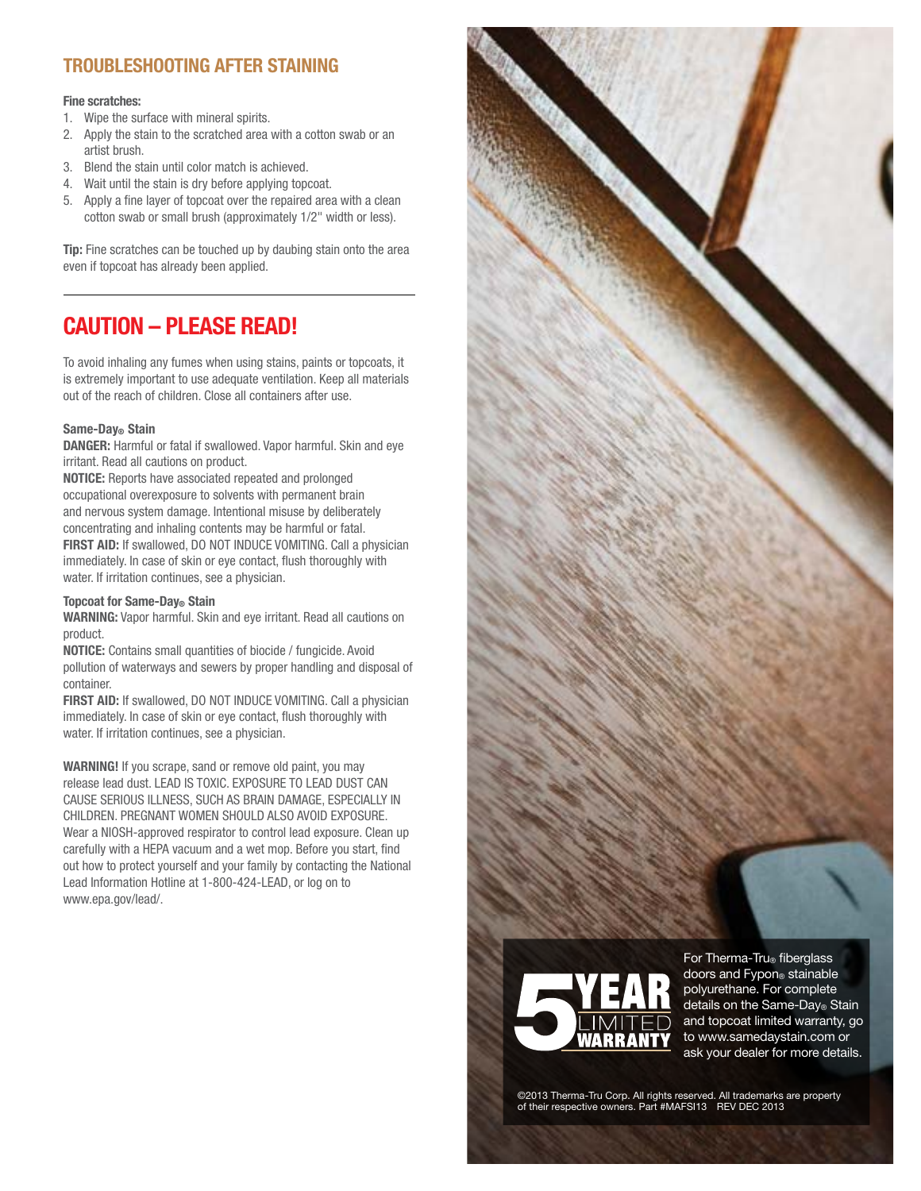## TROUBLESHOOTING AFTER STAINING

**Fine scratches:**

1. Wipe the surface with mineral spirits.
2. Apply the stain to the scratched area with a cotton swab or an artist brush.
3. Blend the stain until color match is achieved.
4. Wait until the stain is dry before applying topcoat.
5. Apply a fine layer of topcoat over the repaired area with a clean cotton swab or small brush (approximately 1/2" width or less).

**Tip:** Fine scratches can be touched up by daubing stain onto the area even if topcoat has already been applied.

---

## CAUTION – PLEASE READ!

To avoid inhaling any fumes when using stains, paints or topcoats, it is extremely important to use adequate ventilation. Keep all materials out of the reach of children. Close all containers after use.

**Same-Day® Stain**

**DANGER:** Harmful or fatal if swallowed. Vapor harmful. Skin and eye irritant. Read all cautions on product.

**NOTICE:** Reports have associated repeated and prolonged occupational overexposure to solvents with permanent brain and nervous system damage. Intentional misuse by deliberately concentrating and inhaling contents may be harmful or fatal.

**FIRST AID:** If swallowed, DO NOT INDUCE VOMITING. Call a physician immediately. In case of skin or eye contact, flush thoroughly with water. If irritation continues, see a physician.

**Topcoat for Same-Day® Stain**

**WARNING:** Vapor harmful. Skin and eye irritant. Read all cautions on product.

**NOTICE:** Contains small quantities of biocide / fungicide. Avoid pollution of waterways and sewers by proper handling and disposal of container.

**FIRST AID:** If swallowed, DO NOT INDUCE VOMITING. Call a physician immediately. In case of skin or eye contact, flush thoroughly with water. If irritation continues, see a physician.

**WARNING!** If you scrape, sand or remove old paint, you may release lead dust. LEAD IS TOXIC. EXPOSURE TO LEAD DUST CAN CAUSE SERIOUS ILLNESS, SUCH AS BRAIN DAMAGE, ESPECIALLY IN CHILDREN. PREGNANT WOMEN SHOULD ALSO AVOID EXPOSURE. Wear a NIOSH-approved respirator to control lead exposure. Clean up carefully with a HEPA vacuum and a wet mop. Before you start, find out how to protect yourself and your family by contacting the National Lead Information Hotline at 1-800-424-LEAD, or log on to www.epa.gov/lead/.

**5 YEAR LIMITED WARRANTY**

For Therma-Tru® fiberglass doors and Fypon® stainable polyurethane. For complete details on the Same-Day® Stain and topcoat limited warranty, go to www.samedaystain.com or ask your dealer for more details.

©2013 Therma-Tru Corp. All rights reserved. All trademarks are property of their respective owners. Part #MAFSI13 REV DEC 2013